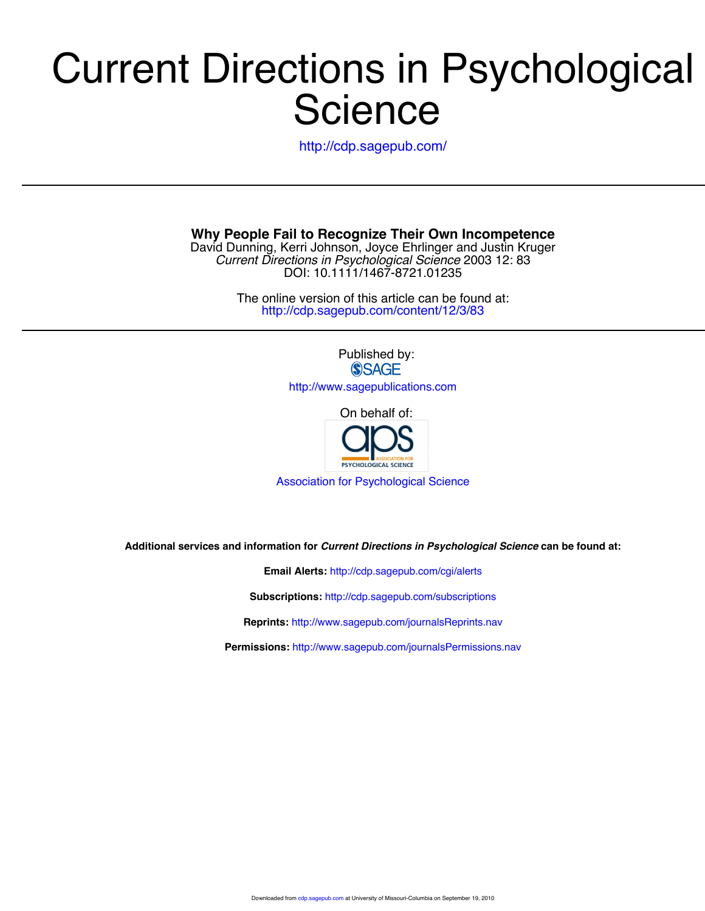# Current Directions in Psychological Science

http://cdp.sagepub.com/

---

**Why People Fail to Recognize Their Own Incompetence**
David Dunning, Kerri Johnson, Joyce Ehrlinger and Justin Kruger
*Current Directions in Psychological Science* 2003 12: 83
DOI: 10.1111/1467-8721.01235

The online version of this article can be found at:
http://cdp.sagepub.com/content/12/3/83

---

Published by:
SAGE
http://www.sagepublications.com

On behalf of:
aps ASSOCIATION FOR PSYCHOLOGICAL SCIENCE
Association for Psychological Science

**Additional services and information for *Current Directions in Psychological Science* can be found at:**

**Email Alerts:** http://cdp.sagepub.com/cgi/alerts

**Subscriptions:** http://cdp.sagepub.com/subscriptions

**Reprints:** http://www.sagepub.com/journalsReprints.nav

**Permissions:** http://www.sagepub.com/journalsPermissions.nav

Downloaded from cdp.sagepub.com at University of Missouri-Columbia on September 19, 2010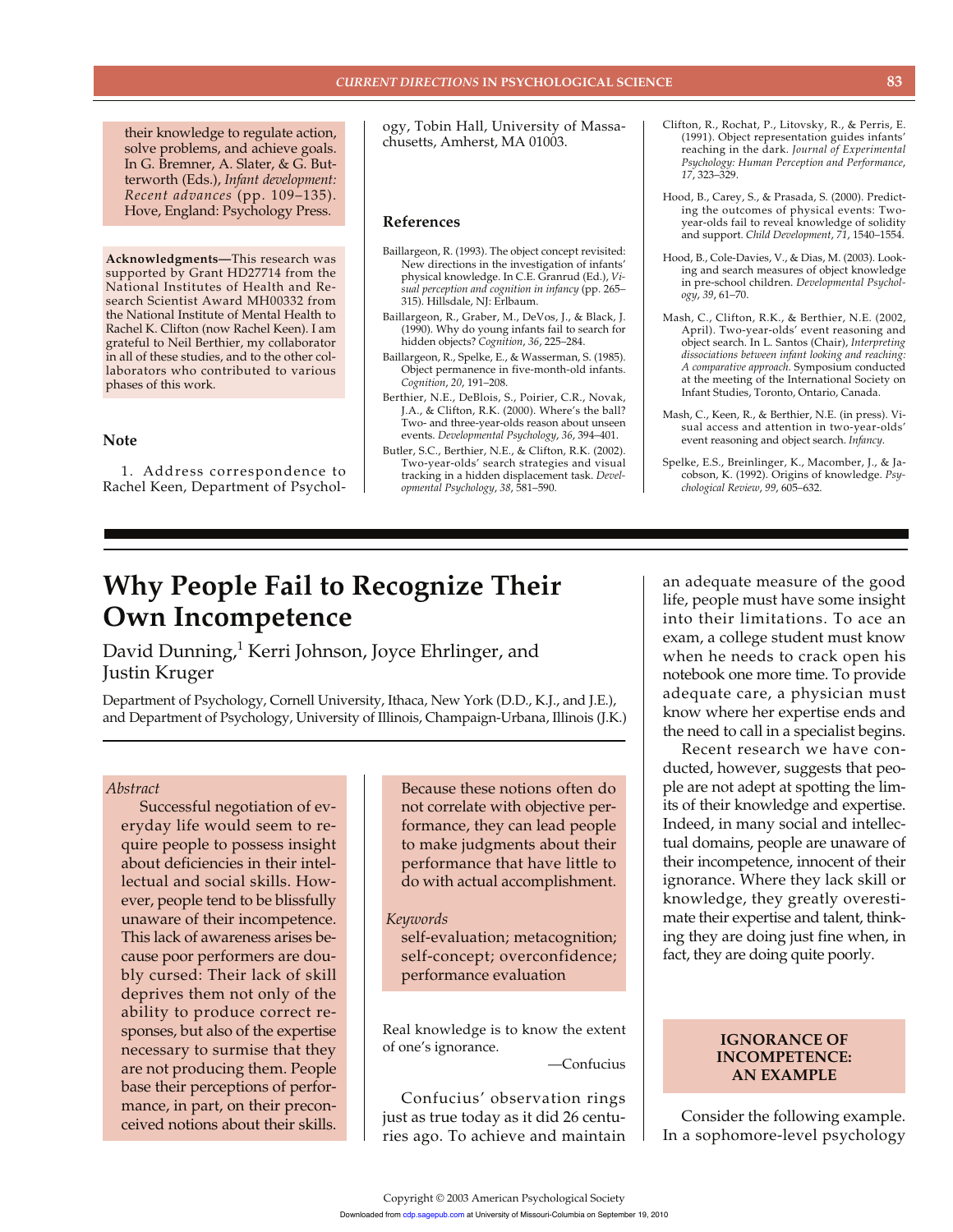their knowledge to regulate action, solve problems, and achieve goals. In G. Bremner, A. Slater, & G. Butterworth (Eds.), *Infant development: Recent advances* (pp. 109–135). Hove, England: Psychology Press.

**Acknowledgments—**This research was supported by Grant HD27714 from the National Institutes of Health and Research Scientist Award MH00332 from the National Institute of Mental Health to Rachel K. Clifton (now Rachel Keen). I am grateful to Neil Berthier, my collaborator in all of these studies, and to the other collaborators who contributed to various phases of this work.

## Note

1. Address correspondence to Rachel Keen, Department of Psychology, Tobin Hall, University of Massachusetts, Amherst, MA 01003.

## References

Baillargeon, R. (1993). The object concept revisited: New directions in the investigation of infants' physical knowledge. In C.E. Granrud (Ed.), *Visual perception and cognition in infancy* (pp. 265–315). Hillsdale, NJ: Erlbaum.

Baillargeon, R., Graber, M., DeVos, J., & Black, J. (1990). Why do young infants fail to search for hidden objects? *Cognition*, *36*, 225–284.

Baillargeon, R., Spelke, E., & Wasserman, S. (1985). Object permanence in five-month-old infants. *Cognition*, *20*, 191–208.

Berthier, N.E., DeBlois, S., Poirier, C.R., Novak, J.A., & Clifton, R.K. (2000). Where's the ball? Two- and three-year-olds reason about unseen events. *Developmental Psychology*, *36*, 394–401.

Butler, S.C., Berthier, N.E., & Clifton, R.K. (2002). Two-year-olds' search strategies and visual tracking in a hidden displacement task. *Developmental Psychology*, *38*, 581–590.

Clifton, R., Rochat, P., Litovsky, R., & Perris, E. (1991). Object representation guides infants' reaching in the dark. *Journal of Experimental Psychology: Human Perception and Performance*, *17*, 323–329.

Hood, B., Carey, S., & Prasada, S. (2000). Predicting the outcomes of physical events: Two-year-olds fail to reveal knowledge of solidity and support. *Child Development*, *71*, 1540–1554.

Hood, B., Cole-Davies, V., & Dias, M. (2003). Looking and search measures of object knowledge in pre-school children. *Developmental Psychology*, *39*, 61–70.

Mash, C., Clifton, R.K., & Berthier, N.E. (2002, April). Two-year-olds' event reasoning and object search. In L. Santos (Chair), *Interpreting dissociations between infant looking and reaching: A comparative approach*. Symposium conducted at the meeting of the International Society on Infant Studies, Toronto, Ontario, Canada.

Mash, C., Keen, R., & Berthier, N.E. (in press). Visual access and attention in two-year-olds' event reasoning and object search. *Infancy*.

Spelke, E.S., Breinlinger, K., Macomber, J., & Jacobson, K. (1992). Origins of knowledge. *Psychological Review*, *99*, 605–632.

# Why People Fail to Recognize Their Own Incompetence

David Dunning,[1] Kerri Johnson, Joyce Ehrlinger, and Justin Kruger

Department of Psychology, Cornell University, Ithaca, New York (D.D., K.J., and J.E.), and Department of Psychology, University of Illinois, Champaign-Urbana, Illinois (J.K.)

*Abstract*

Successful negotiation of everyday life would seem to require people to possess insight about deficiencies in their intellectual and social skills. However, people tend to be blissfully unaware of their incompetence. This lack of awareness arises because poor performers are doubly cursed: Their lack of skill deprives them not only of the ability to produce correct responses, but also of the expertise necessary to surmise that they are not producing them. People base their perceptions of performance, in part, on their preconceived notions about their skills. Because these notions often do not correlate with objective performance, they can lead people to make judgments about their performance that have little to do with actual accomplishment.

*Keywords*

self-evaluation; metacognition; self-concept; overconfidence; performance evaluation

Real knowledge is to know the extent of one's ignorance.

—Confucius

Confucius' observation rings just as true today as it did 26 centuries ago. To achieve and maintain an adequate measure of the good life, people must have some insight into their limitations. To ace an exam, a college student must know when he needs to crack open his notebook one more time. To provide adequate care, a physician must know where her expertise ends and the need to call in a specialist begins.

Recent research we have conducted, however, suggests that people are not adept at spotting the limits of their knowledge and expertise. Indeed, in many social and intellectual domains, people are unaware of their incompetence, innocent of their ignorance. Where they lack skill or knowledge, they greatly overestimate their expertise and talent, thinking they are doing just fine when, in fact, they are doing quite poorly.

## IGNORANCE OF INCOMPETENCE: AN EXAMPLE

Consider the following example. In a sophomore-level psychology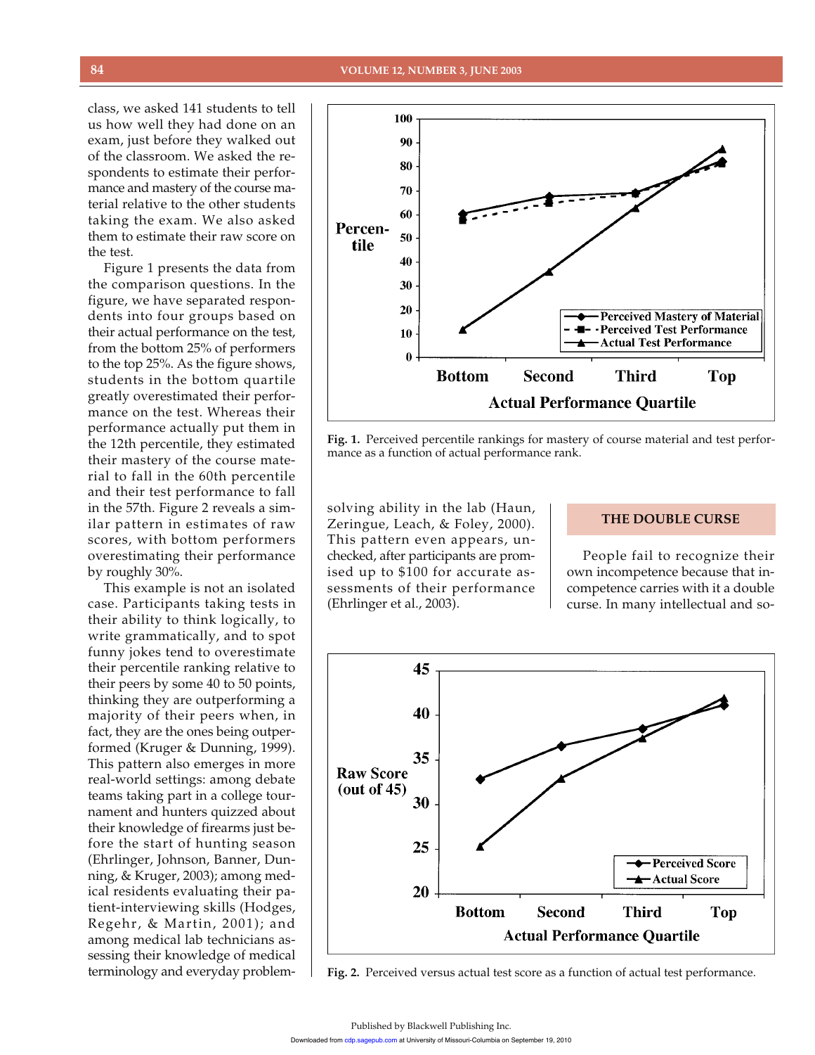class, we asked 141 students to tell us how well they had done on an exam, just before they walked out of the classroom. We asked the respondents to estimate their performance and mastery of the course material relative to the other students taking the exam. We also asked them to estimate their raw score on the test.

Figure 1 presents the data from the comparison questions. In the figure, we have separated respondents into four groups based on their actual performance on the test, from the bottom 25% of performers to the top 25%. As the figure shows, students in the bottom quartile greatly overestimated their performance on the test. Whereas their performance actually put them in the 12th percentile, they estimated their mastery of the course material to fall in the 60th percentile and their test performance to fall in the 57th. Figure 2 reveals a similar pattern in estimates of raw scores, with bottom performers overestimating their performance by roughly 30%.

This example is not an isolated case. Participants taking tests in their ability to think logically, to write grammatically, and to spot funny jokes tend to overestimate their percentile ranking relative to their peers by some 40 to 50 points, thinking they are outperforming a majority of their peers when, in fact, they are the ones being outperformed (Kruger & Dunning, 1999). This pattern also emerges in more real-world settings: among debate teams taking part in a college tournament and hunters quizzed about their knowledge of firearms just before the start of hunting season (Ehrlinger, Johnson, Banner, Dunning, & Kruger, 2003); among medical residents evaluating their patient-interviewing skills (Hodges, Regehr, & Martin, 2001); and among medical lab technicians assessing their knowledge of medical terminology and everyday problem-solving ability in the lab (Haun, Zeringue, Leach, & Foley, 2000). This pattern even appears, unchecked, after participants are promised up to $100 for accurate assessments of their performance (Ehrlinger et al., 2003).

**Fig. 1.** Perceived percentile rankings for mastery of course material and test performance as a function of actual performance rank.

**Fig. 2.** Perceived versus actual test score as a function of actual test performance.

## THE DOUBLE CURSE

People fail to recognize their own incompetence because that incompetence carries with it a double curse. In many intellectual and so-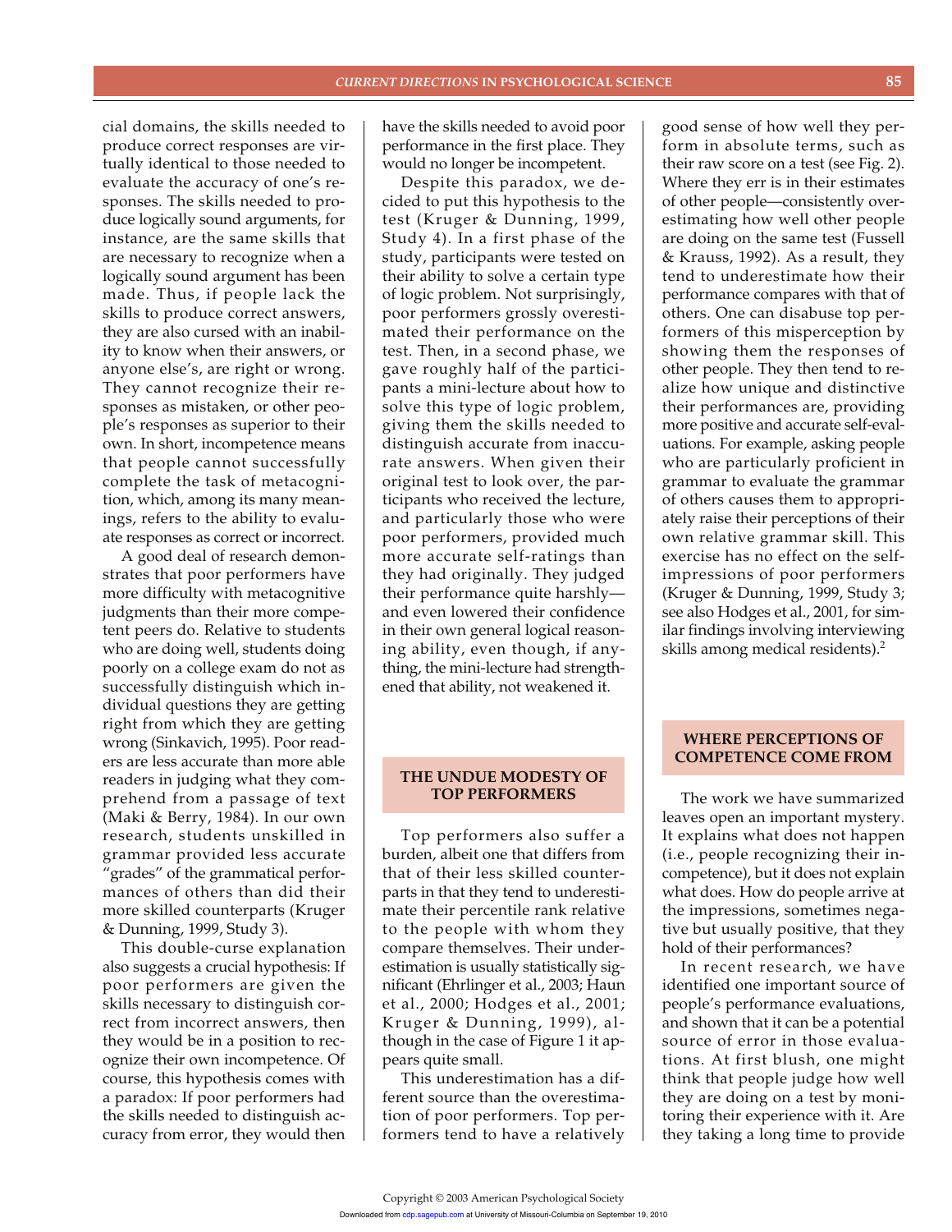cial domains, the skills needed to produce correct responses are virtually identical to those needed to evaluate the accuracy of one's responses. The skills needed to produce logically sound arguments, for instance, are the same skills that are necessary to recognize when a logically sound argument has been made. Thus, if people lack the skills to produce correct answers, they are also cursed with an inability to know when their answers, or anyone else's, are right or wrong. They cannot recognize their responses as mistaken, or other people's responses as superior to their own. In short, incompetence means that people cannot successfully complete the task of metacognition, which, among its many meanings, refers to the ability to evaluate responses as correct or incorrect.

A good deal of research demonstrates that poor performers have more difficulty with metacognitive judgments than their more competent peers do. Relative to students who are doing well, students doing poorly on a college exam do not as successfully distinguish which individual questions they are getting right from which they are getting wrong (Sinkavich, 1995). Poor readers are less accurate than more able readers in judging what they comprehend from a passage of text (Maki & Berry, 1984). In our own research, students unskilled in grammar provided less accurate "grades" of the grammatical performances of others than did their more skilled counterparts (Kruger & Dunning, 1999, Study 3).

This double-curse explanation also suggests a crucial hypothesis: If poor performers are given the skills necessary to distinguish correct from incorrect answers, then they would be in a position to recognize their own incompetence. Of course, this hypothesis comes with a paradox: If poor performers had the skills needed to distinguish accuracy from error, they would then have the skills needed to avoid poor performance in the first place. They would no longer be incompetent.

Despite this paradox, we decided to put this hypothesis to the test (Kruger & Dunning, 1999, Study 4). In a first phase of the study, participants were tested on their ability to solve a certain type of logic problem. Not surprisingly, poor performers grossly overestimated their performance on the test. Then, in a second phase, we gave roughly half of the participants a mini-lecture about how to solve this type of logic problem, giving them the skills needed to distinguish accurate from inaccurate answers. When given their original test to look over, the participants who received the lecture, and particularly those who were poor performers, provided much more accurate self-ratings than they had originally. They judged their performance quite harshly—and even lowered their confidence in their own general logical reasoning ability, even though, if anything, the mini-lecture had strengthened that ability, not weakened it.

## THE UNDUE MODESTY OF TOP PERFORMERS

Top performers also suffer a burden, albeit one that differs from that of their less skilled counterparts in that they tend to underestimate their percentile rank relative to the people with whom they compare themselves. Their underestimation is usually statistically significant (Ehrlinger et al., 2003; Haun et al., 2000; Hodges et al., 2001; Kruger & Dunning, 1999), although in the case of Figure 1 it appears quite small.

This underestimation has a different source than the overestimation of poor performers. Top performers tend to have a relatively good sense of how well they perform in absolute terms, such as their raw score on a test (see Fig. 2). Where they err is in their estimates of other people—consistently overestimating how well other people are doing on the same test (Fussell & Krauss, 1992). As a result, they tend to underestimate how their performance compares with that of others. One can disabuse top performers of this misperception by showing them the responses of other people. They then tend to realize how unique and distinctive their performances are, providing more positive and accurate self-evaluations. For example, asking people who are particularly proficient in grammar to evaluate the grammar of others causes them to appropriately raise their perceptions of their own relative grammar skill. This exercise has no effect on the self-impressions of poor performers (Kruger & Dunning, 1999, Study 3; see also Hodges et al., 2001, for similar findings involving interviewing skills among medical residents).[2]

## WHERE PERCEPTIONS OF COMPETENCE COME FROM

The work we have summarized leaves open an important mystery. It explains what does not happen (i.e., people recognizing their incompetence), but it does not explain what does. How do people arrive at the impressions, sometimes negative but usually positive, that they hold of their performances?

In recent research, we have identified one important source of people's performance evaluations, and shown that it can be a potential source of error in those evaluations. At first blush, one might think that people judge how well they are doing on a test by monitoring their experience with it. Are they taking a long time to provide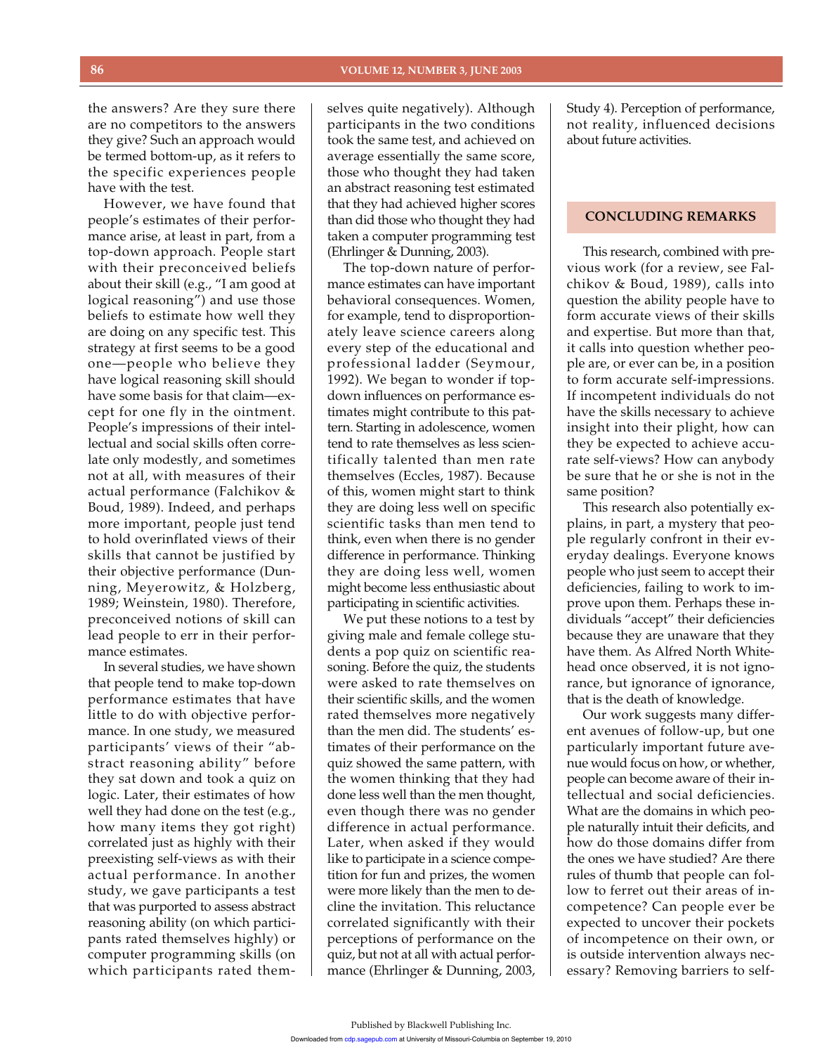the answers? Are they sure there are no competitors to the answers they give? Such an approach would be termed bottom-up, as it refers to the specific experiences people have with the test.

However, we have found that people's estimates of their performance arise, at least in part, from a top-down approach. People start with their preconceived beliefs about their skill (e.g., "I am good at logical reasoning") and use those beliefs to estimate how well they are doing on any specific test. This strategy at first seems to be a good one—people who believe they have logical reasoning skill should have some basis for that claim—except for one fly in the ointment. People's impressions of their intellectual and social skills often correlate only modestly, and sometimes not at all, with measures of their actual performance (Falchikov & Boud, 1989). Indeed, and perhaps more important, people just tend to hold overinflated views of their skills that cannot be justified by their objective performance (Dunning, Meyerowitz, & Holzberg, 1989; Weinstein, 1980). Therefore, preconceived notions of skill can lead people to err in their performance estimates.

In several studies, we have shown that people tend to make top-down performance estimates that have little to do with objective performance. In one study, we measured participants' views of their "abstract reasoning ability" before they sat down and took a quiz on logic. Later, their estimates of how well they had done on the test (e.g., how many items they got right) correlated just as highly with their preexisting self-views as with their actual performance. In another study, we gave participants a test that was purported to assess abstract reasoning ability (on which participants rated themselves highly) or computer programming skills (on which participants rated themselves quite negatively). Although participants in the two conditions took the same test, and achieved on average essentially the same score, those who thought they had taken an abstract reasoning test estimated that they had achieved higher scores than did those who thought they had taken a computer programming test (Ehrlinger & Dunning, 2003).

The top-down nature of performance estimates can have important behavioral consequences. Women, for example, tend to disproportionately leave science careers along every step of the educational and professional ladder (Seymour, 1992). We began to wonder if top-down influences on performance estimates might contribute to this pattern. Starting in adolescence, women tend to rate themselves as less scientifically talented than men rate themselves (Eccles, 1987). Because of this, women might start to think they are doing less well on specific scientific tasks than men tend to think, even when there is no gender difference in performance. Thinking they are doing less well, women might become less enthusiastic about participating in scientific activities.

We put these notions to a test by giving male and female college students a pop quiz on scientific reasoning. Before the quiz, the students were asked to rate themselves on their scientific skills, and the women rated themselves more negatively than the men did. The students' estimates of their performance on the quiz showed the same pattern, with the women thinking that they had done less well than the men thought, even though there was no gender difference in actual performance. Later, when asked if they would like to participate in a science competition for fun and prizes, the women were more likely than the men to decline the invitation. This reluctance correlated significantly with their perceptions of performance on the quiz, but not at all with actual performance (Ehrlinger & Dunning, 2003, Study 4). Perception of performance, not reality, influenced decisions about future activities.

## CONCLUDING REMARKS

This research, combined with previous work (for a review, see Falchikov & Boud, 1989), calls into question the ability people have to form accurate views of their skills and expertise. But more than that, it calls into question whether people are, or ever can be, in a position to form accurate self-impressions. If incompetent individuals do not have the skills necessary to achieve insight into their plight, how can they be expected to achieve accurate self-views? How can anybody be sure that he or she is not in the same position?

This research also potentially explains, in part, a mystery that people regularly confront in their everyday dealings. Everyone knows people who just seem to accept their deficiencies, failing to work to improve upon them. Perhaps these individuals "accept" their deficiencies because they are unaware that they have them. As Alfred North Whitehead once observed, it is not ignorance, but ignorance of ignorance, that is the death of knowledge.

Our work suggests many different avenues of follow-up, but one particularly important future avenue would focus on how, or whether, people can become aware of their intellectual and social deficiencies. What are the domains in which people naturally intuit their deficits, and how do those domains differ from the ones we have studied? Are there rules of thumb that people can follow to ferret out their areas of incompetence? Can people ever be expected to uncover their pockets of incompetence on their own, or is outside intervention always necessary? Removing barriers to self-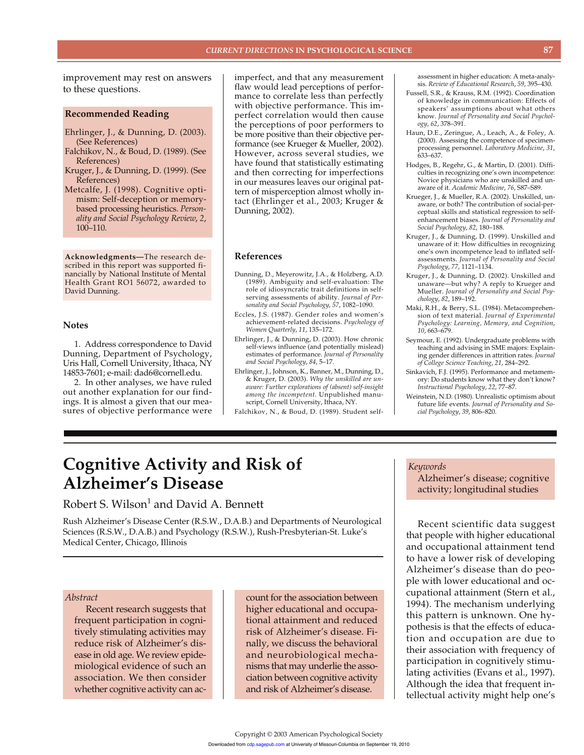improvement may rest on answers to these questions.

## Recommended Reading

Ehrlinger, J., & Dunning, D. (2003). (See References)
Falchikov, N., & Boud, D. (1989). (See References)
Kruger, J., & Dunning, D. (1999). (See References)
Metcalfe, J. (1998). Cognitive optimism: Self-deception or memory-based processing heuristics. *Personality and Social Psychology Review*, *2*, 100–110.

**Acknowledgments—**The research described in this report was supported financially by National Institute of Mental Health Grant RO1 56072, awarded to David Dunning.

## Notes

1. Address correspondence to David Dunning, Department of Psychology, Uris Hall, Cornell University, Ithaca, NY 14853-7601; e-mail: dad6@cornell.edu.

2. In other analyses, we have ruled out another explanation for our findings. It is almost a given that our measures of objective performance were imperfect, and that any measurement flaw would lead perceptions of performance to correlate less than perfectly with objective performance. This imperfect correlation would then cause the perceptions of poor performers to be more positive than their objective performance (see Krueger & Mueller, 2002). However, across several studies, we have found that statistically estimating and then correcting for imperfections in our measures leaves our original pattern of misperception almost wholly intact (Ehrlinger et al., 2003; Kruger & Dunning, 2002).

## References

Dunning, D., Meyerowitz, J.A., & Holzberg, A.D. (1989). Ambiguity and self-evaluation: The role of idiosyncratic trait definitions in self-serving assessments of ability. *Journal of Personality and Social Psychology*, *57*, 1082–1090.

Eccles, J.S. (1987). Gender roles and women's achievement-related decisions. *Psychology of Women Quarterly*, *11*, 135–172.

Ehrlinger, J., & Dunning, D. (2003). How chronic self-views influence (and potentially mislead) estimates of performance. *Journal of Personality and Social Psychology*, *84*, 5–17.

Ehrlinger, J., Johnson, K., Banner, M., Dunning, D., & Kruger, D. (2003). *Why the unskilled are unaware: Further explorations of (absent) self-insight among the incompetent.* Unpublished manuscript, Cornell University, Ithaca, NY.

Falchikov, N., & Boud, D. (1989). Student self-assessment in higher education: A meta-analysis. *Review of Educational Research*, *59*, 395–430.

Fussell, S.R., & Krauss, R.M. (1992). Coordination of knowledge in communication: Effects of speakers' assumptions about what others know. *Journal of Personality and Social Psychology*, *62*, 378–391.

Haun, D.E., Zeringue, A., Leach, A., & Foley, A. (2000). Assessing the competence of specimen-processing personnel. *Laboratory Medicine*, *31*, 633–637.

Hodges, B., Regehr, G., & Martin, D. (2001). Difficulties in recognizing one's own incompetence: Novice physicians who are unskilled and unaware of it. *Academic Medicine*, *76*, S87–S89.

Krueger, J., & Mueller, R.A. (2002). Unskilled, unaware, or both? The contribution of social-perceptual skills and statistical regression to self-enhancement biases. *Journal of Personality and Social Psychology*, *82*, 180–188.

Kruger, J., & Dunning, D. (1999). Unskilled and unaware of it: How difficulties in recognizing one's own incompetence lead to inflated self-assessments. *Journal of Personality and Social Psychology*, *77*, 1121–1134.

Kruger, J., & Dunning, D. (2002). Unskilled and unaware—but why? A reply to Krueger and Mueller. *Journal of Personality and Social Psychology*, *82*, 189–192.

Maki, R.H., & Berry, S.L. (1984). Metacomprehension of text material. *Journal of Experimental Psychology: Learning, Memory, and Cognition*, *10*, 663–679.

Seymour, E. (1992). Undergraduate problems with teaching and advising in SME majors: Explaining gender differences in attrition rates. *Journal of College Science Teaching*, *21*, 284–292.

Sinkavich, F.J. (1995). Performance and metamemory: Do students know what they don't know? *Instructional Psychology*, *22*, 77–87.

Weinstein, N.D. (1980). Unrealistic optimism about future life events. *Journal of Personality and Social Psychology*, *39*, 806–820.

# Cognitive Activity and Risk of Alzheimer's Disease

Robert S. Wilson[1] and David A. Bennett

Rush Alzheimer's Disease Center (R.S.W., D.A.B.) and Departments of Neurological Sciences (R.S.W., D.A.B.) and Psychology (R.S.W.), Rush-Presbyterian-St. Luke's Medical Center, Chicago, Illinois

*Abstract*

Recent research suggests that frequent participation in cognitively stimulating activities may reduce risk of Alzheimer's disease in old age. We review epidemiological evidence of such an association. We then consider whether cognitive activity can account for the association between higher educational and occupational attainment and reduced risk of Alzheimer's disease. Finally, we discuss the behavioral and neurobiological mechanisms that may underlie the association between cognitive activity and risk of Alzheimer's disease.

*Keywords*

Alzheimer's disease; cognitive activity; longitudinal studies

Recent scientific data suggest that people with higher educational and occupational attainment tend to have a lower risk of developing Alzheimer's disease than do people with lower educational and occupational attainment (Stern et al., 1994). The mechanism underlying this pattern is unknown. One hypothesis is that the effects of education and occupation are due to their association with frequency of participation in cognitively stimulating activities (Evans et al., 1997). Although the idea that frequent intellectual activity might help one's